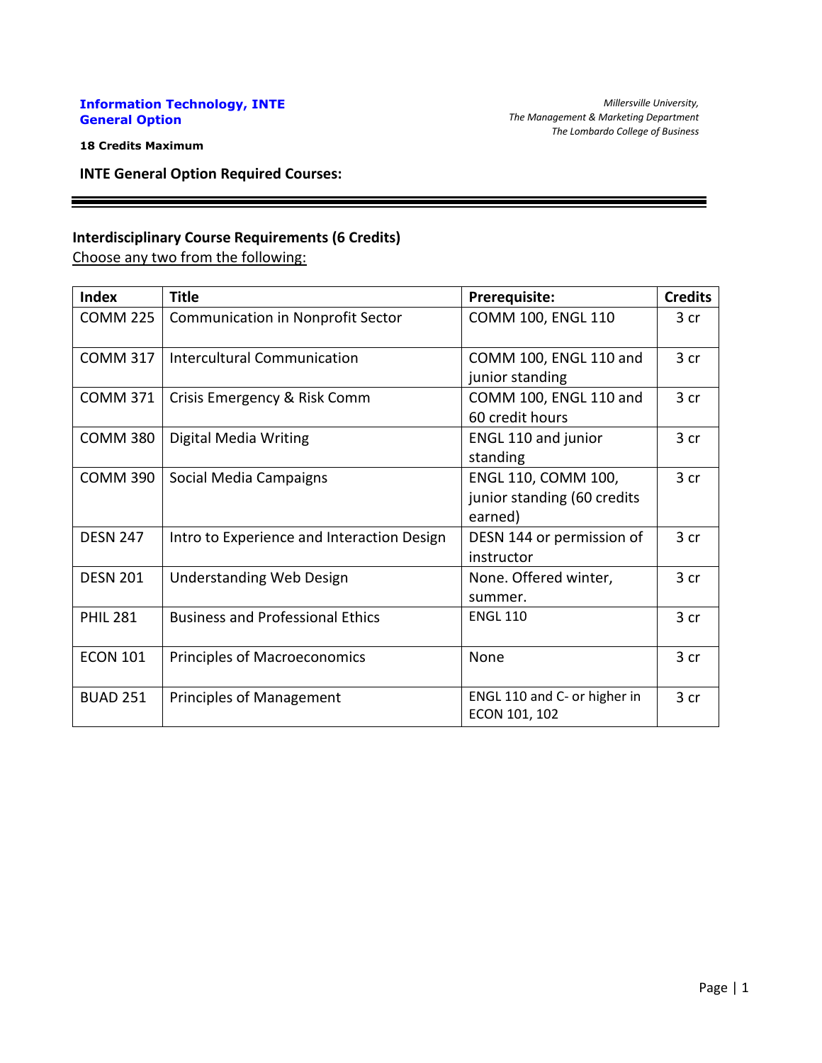**Information Technology, INTE**
**General Option**

*Millersville University,*
*The Management & Marketing Department*
*The Lombardo College of Business*

**18 Credits Maximum**

## INTE General Option Required Courses:

### Interdisciplinary Course Requirements (6 Credits)

Choose any two from the following:

| Index | Title | Prerequisite: | Credits |
|---|---|---|---|
| COMM 225 | Communication in Nonprofit Sector | COMM 100, ENGL 110 | 3 cr |
| COMM 317 | Intercultural Communication | COMM 100, ENGL 110 and junior standing | 3 cr |
| COMM 371 | Crisis Emergency & Risk Comm | COMM 100, ENGL 110 and 60 credit hours | 3 cr |
| COMM 380 | Digital Media Writing | ENGL 110 and junior standing | 3 cr |
| COMM 390 | Social Media Campaigns | ENGL 110, COMM 100, junior standing (60 credits earned) | 3 cr |
| DESN 247 | Intro to Experience and Interaction Design | DESN 144 or permission of instructor | 3 cr |
| DESN 201 | Understanding Web Design | None. Offered winter, summer. | 3 cr |
| PHIL 281 | Business and Professional Ethics | ENGL 110 | 3 cr |
| ECON 101 | Principles of Macroeconomics | None | 3 cr |
| BUAD 251 | Principles of Management | ENGL 110 and C- or higher in ECON 101, 102 | 3 cr |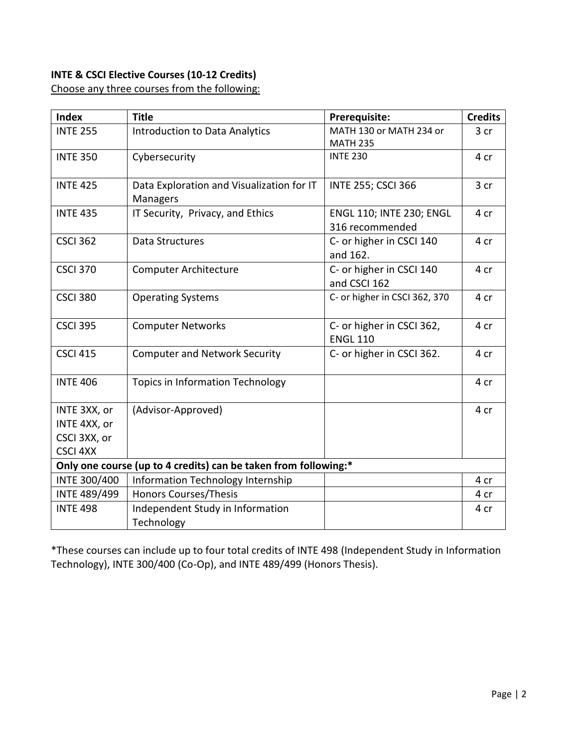**INTE & CSCI Elective Courses (10-12 Credits)**

Choose any three courses from the following:

| Index | Title | Prerequisite: | Credits |
|---|---|---|---|
| INTE 255 | Introduction to Data Analytics | MATH 130 or MATH 234 or MATH 235 | 3 cr |
| INTE 350 | Cybersecurity | INTE 230 | 4 cr |
| INTE 425 | Data Exploration and Visualization for IT Managers | INTE 255; CSCI 366 | 3 cr |
| INTE 435 | IT Security, Privacy, and Ethics | ENGL 110; INTE 230; ENGL 316 recommended | 4 cr |
| CSCI 362 | Data Structures | C- or higher in CSCI 140 and 162. | 4 cr |
| CSCI 370 | Computer Architecture | C- or higher in CSCI 140 and CSCI 162 | 4 cr |
| CSCI 380 | Operating Systems | C- or higher in CSCI 362, 370 | 4 cr |
| CSCI 395 | Computer Networks | C- or higher in CSCI 362, ENGL 110 | 4 cr |
| CSCI 415 | Computer and Network Security | C- or higher in CSCI 362. | 4 cr |
| INTE 406 | Topics in Information Technology | | 4 cr |
| INTE 3XX, or INTE 4XX, or CSCI 3XX, or CSCI 4XX | (Advisor-Approved) | | 4 cr |
| **Only one course (up to 4 credits) can be taken from following:*** | | | |
| INTE 300/400 | Information Technology Internship | | 4 cr |
| INTE 489/499 | Honors Courses/Thesis | | 4 cr |
| INTE 498 | Independent Study in Information Technology | | 4 cr |

*These courses can include up to four total credits of INTE 498 (Independent Study in Information Technology), INTE 300/400 (Co-Op), and INTE 489/499 (Honors Thesis).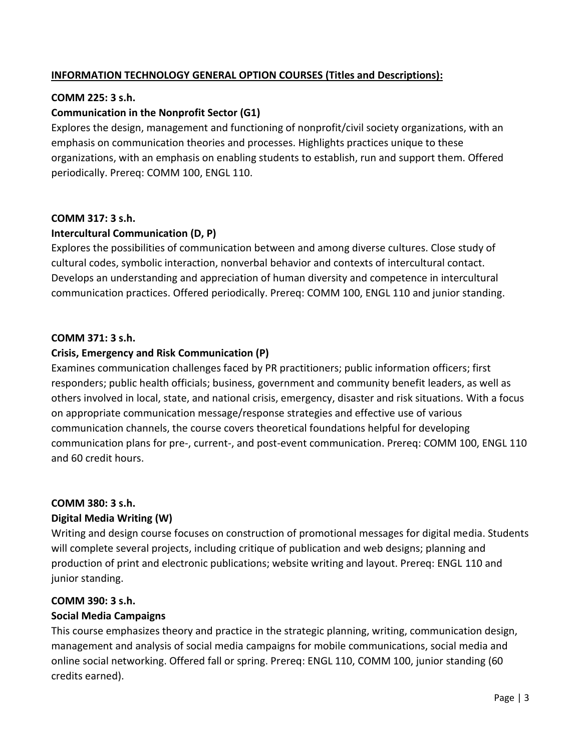**INFORMATION TECHNOLOGY GENERAL OPTION COURSES (Titles and Descriptions):**

**COMM 225: 3 s.h.**

**Communication in the Nonprofit Sector (G1)**

Explores the design, management and functioning of nonprofit/civil society organizations, with an emphasis on communication theories and processes. Highlights practices unique to these organizations, with an emphasis on enabling students to establish, run and support them. Offered periodically. Prereq: COMM 100, ENGL 110.

**COMM 317: 3 s.h.**

**Intercultural Communication (D, P)**

Explores the possibilities of communication between and among diverse cultures. Close study of cultural codes, symbolic interaction, nonverbal behavior and contexts of intercultural contact. Develops an understanding and appreciation of human diversity and competence in intercultural communication practices. Offered periodically. Prereq: COMM 100, ENGL 110 and junior standing.

**COMM 371: 3 s.h.**

**Crisis, Emergency and Risk Communication (P)**

Examines communication challenges faced by PR practitioners; public information officers; first responders; public health officials; business, government and community benefit leaders, as well as others involved in local, state, and national crisis, emergency, disaster and risk situations. With a focus on appropriate communication message/response strategies and effective use of various communication channels, the course covers theoretical foundations helpful for developing communication plans for pre-, current-, and post-event communication. Prereq: COMM 100, ENGL 110 and 60 credit hours.

**COMM 380: 3 s.h.**

**Digital Media Writing (W)**

Writing and design course focuses on construction of promotional messages for digital media. Students will complete several projects, including critique of publication and web designs; planning and production of print and electronic publications; website writing and layout. Prereq: ENGL 110 and junior standing.

**COMM 390: 3 s.h.**

**Social Media Campaigns**

This course emphasizes theory and practice in the strategic planning, writing, communication design, management and analysis of social media campaigns for mobile communications, social media and online social networking. Offered fall or spring. Prereq: ENGL 110, COMM 100, junior standing (60 credits earned).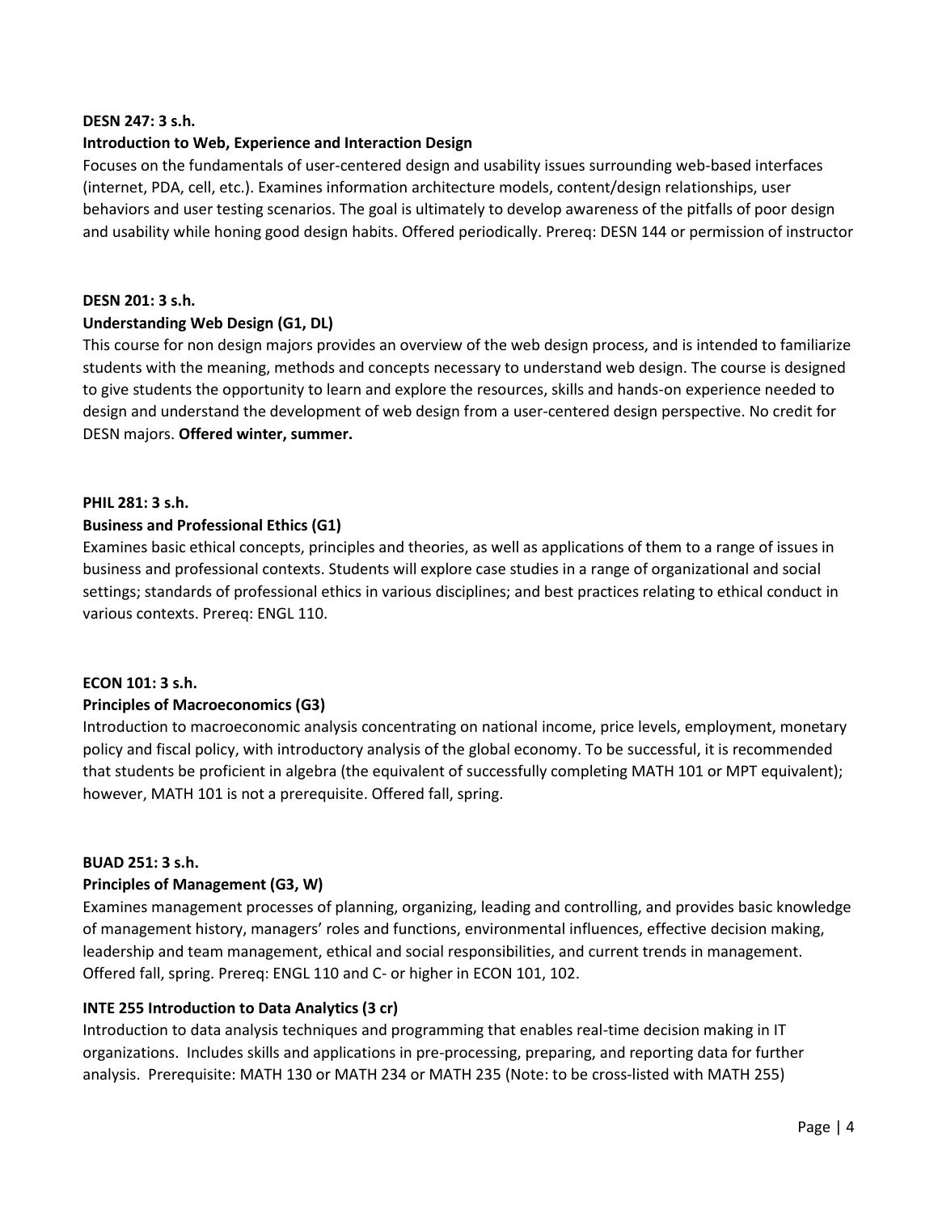**DESN 247: 3 s.h.**

**Introduction to Web, Experience and Interaction Design**

Focuses on the fundamentals of user-centered design and usability issues surrounding web-based interfaces (internet, PDA, cell, etc.). Examines information architecture models, content/design relationships, user behaviors and user testing scenarios. The goal is ultimately to develop awareness of the pitfalls of poor design and usability while honing good design habits. Offered periodically. Prereq: DESN 144 or permission of instructor

**DESN 201: 3 s.h.**

**Understanding Web Design (G1, DL)**

This course for non design majors provides an overview of the web design process, and is intended to familiarize students with the meaning, methods and concepts necessary to understand web design. The course is designed to give students the opportunity to learn and explore the resources, skills and hands-on experience needed to design and understand the development of web design from a user-centered design perspective. No credit for DESN majors. **Offered winter, summer.**

**PHIL 281: 3 s.h.**

**Business and Professional Ethics (G1)**

Examines basic ethical concepts, principles and theories, as well as applications of them to a range of issues in business and professional contexts. Students will explore case studies in a range of organizational and social settings; standards of professional ethics in various disciplines; and best practices relating to ethical conduct in various contexts. Prereq: ENGL 110.

**ECON 101: 3 s.h.**

**Principles of Macroeconomics (G3)**

Introduction to macroeconomic analysis concentrating on national income, price levels, employment, monetary policy and fiscal policy, with introductory analysis of the global economy. To be successful, it is recommended that students be proficient in algebra (the equivalent of successfully completing MATH 101 or MPT equivalent); however, MATH 101 is not a prerequisite. Offered fall, spring.

**BUAD 251: 3 s.h.**

**Principles of Management (G3, W)**

Examines management processes of planning, organizing, leading and controlling, and provides basic knowledge of management history, managers' roles and functions, environmental influences, effective decision making, leadership and team management, ethical and social responsibilities, and current trends in management. Offered fall, spring. Prereq: ENGL 110 and C- or higher in ECON 101, 102.

**INTE 255 Introduction to Data Analytics (3 cr)**

Introduction to data analysis techniques and programming that enables real-time decision making in IT organizations. Includes skills and applications in pre-processing, preparing, and reporting data for further analysis. Prerequisite: MATH 130 or MATH 234 or MATH 235 (Note: to be cross-listed with MATH 255)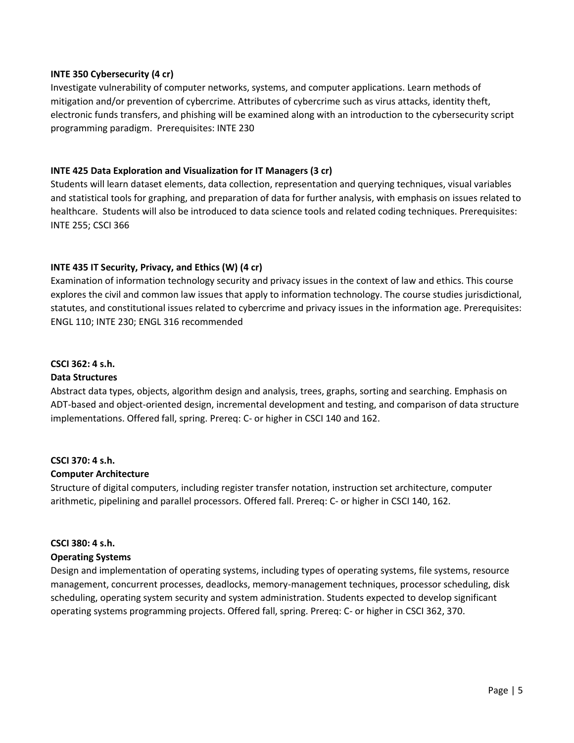**INTE 350 Cybersecurity (4 cr)**

Investigate vulnerability of computer networks, systems, and computer applications. Learn methods of mitigation and/or prevention of cybercrime. Attributes of cybercrime such as virus attacks, identity theft, electronic funds transfers, and phishing will be examined along with an introduction to the cybersecurity script programming paradigm. Prerequisites: INTE 230

**INTE 425 Data Exploration and Visualization for IT Managers (3 cr)**

Students will learn dataset elements, data collection, representation and querying techniques, visual variables and statistical tools for graphing, and preparation of data for further analysis, with emphasis on issues related to healthcare. Students will also be introduced to data science tools and related coding techniques. Prerequisites: INTE 255; CSCI 366

**INTE 435 IT Security, Privacy, and Ethics (W) (4 cr)**

Examination of information technology security and privacy issues in the context of law and ethics. This course explores the civil and common law issues that apply to information technology. The course studies jurisdictional, statutes, and constitutional issues related to cybercrime and privacy issues in the information age. Prerequisites: ENGL 110; INTE 230; ENGL 316 recommended

**CSCI 362: 4 s.h.**
**Data Structures**

Abstract data types, objects, algorithm design and analysis, trees, graphs, sorting and searching. Emphasis on ADT-based and object-oriented design, incremental development and testing, and comparison of data structure implementations. Offered fall, spring. Prereq: C- or higher in CSCI 140 and 162.

**CSCI 370: 4 s.h.**
**Computer Architecture**

Structure of digital computers, including register transfer notation, instruction set architecture, computer arithmetic, pipelining and parallel processors. Offered fall. Prereq: C- or higher in CSCI 140, 162.

**CSCI 380: 4 s.h.**
**Operating Systems**

Design and implementation of operating systems, including types of operating systems, file systems, resource management, concurrent processes, deadlocks, memory-management techniques, processor scheduling, disk scheduling, operating system security and system administration. Students expected to develop significant operating systems programming projects. Offered fall, spring. Prereq: C- or higher in CSCI 362, 370.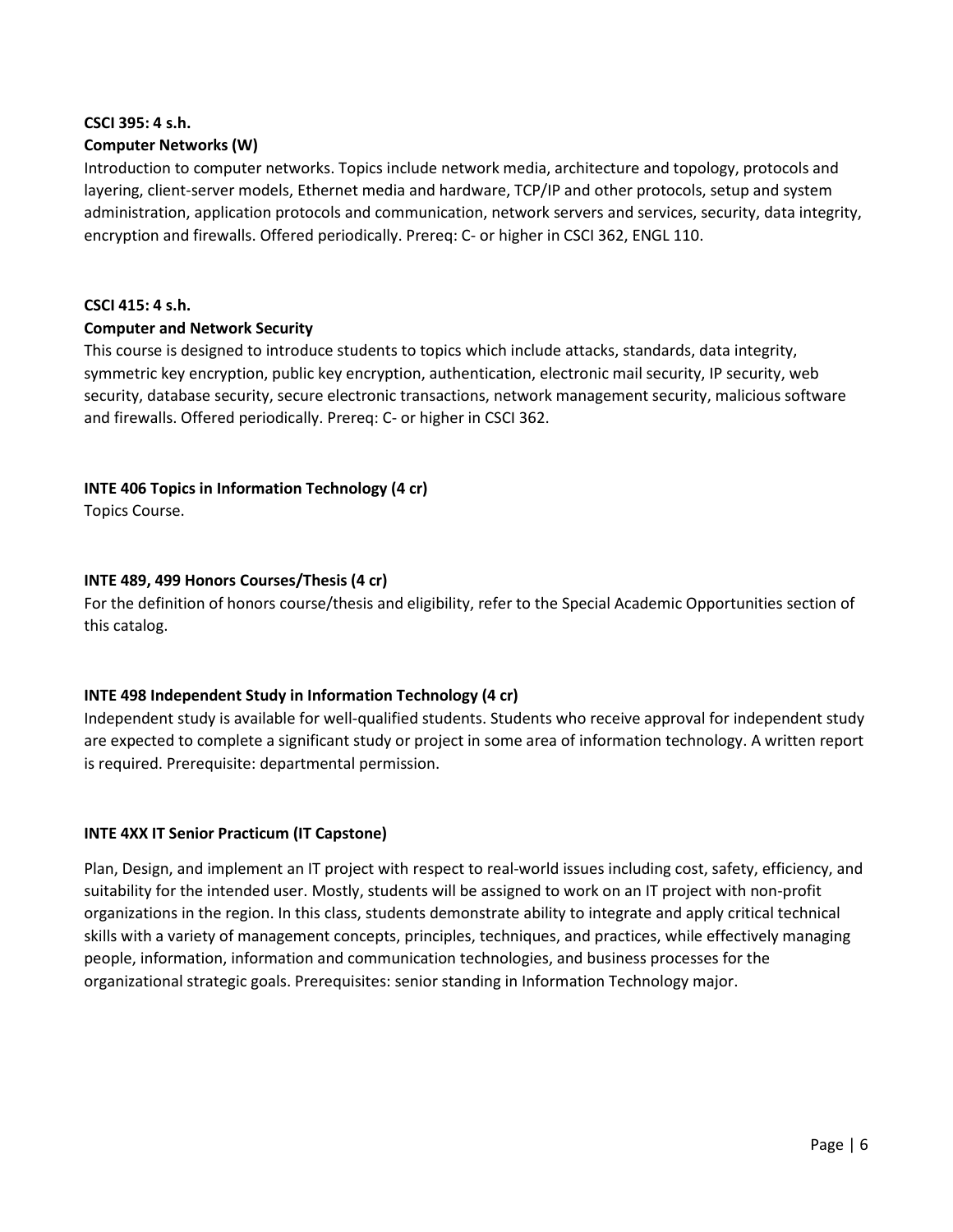**CSCI 395: 4 s.h.**
**Computer Networks (W)**

Introduction to computer networks. Topics include network media, architecture and topology, protocols and layering, client-server models, Ethernet media and hardware, TCP/IP and other protocols, setup and system administration, application protocols and communication, network servers and services, security, data integrity, encryption and firewalls. Offered periodically. Prereq: C- or higher in CSCI 362, ENGL 110.

**CSCI 415: 4 s.h.**
**Computer and Network Security**

This course is designed to introduce students to topics which include attacks, standards, data integrity, symmetric key encryption, public key encryption, authentication, electronic mail security, IP security, web security, database security, secure electronic transactions, network management security, malicious software and firewalls. Offered periodically. Prereq: C- or higher in CSCI 362.

**INTE 406 Topics in Information Technology (4 cr)**

Topics Course.

**INTE 489, 499 Honors Courses/Thesis (4 cr)**

For the definition of honors course/thesis and eligibility, refer to the Special Academic Opportunities section of this catalog.

**INTE 498 Independent Study in Information Technology (4 cr)**

Independent study is available for well-qualified students. Students who receive approval for independent study are expected to complete a significant study or project in some area of information technology. A written report is required. Prerequisite: departmental permission.

**INTE 4XX IT Senior Practicum (IT Capstone)**

Plan, Design, and implement an IT project with respect to real-world issues including cost, safety, efficiency, and suitability for the intended user. Mostly, students will be assigned to work on an IT project with non-profit organizations in the region. In this class, students demonstrate ability to integrate and apply critical technical skills with a variety of management concepts, principles, techniques, and practices, while effectively managing people, information, information and communication technologies, and business processes for the organizational strategic goals. Prerequisites: senior standing in Information Technology major.